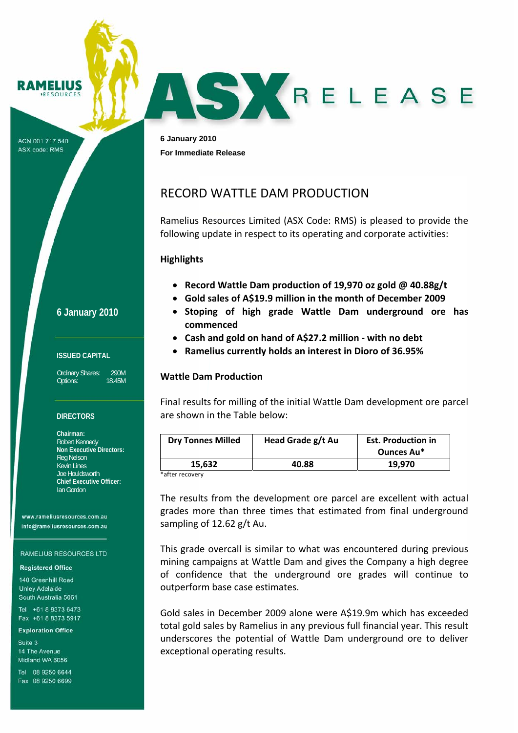RAMELIUS RESOURCES

ACN 001 717 540
ASX code: RMS

# ASX RELEASE

**6 January 2010**

**For Immediate Release**

## RECORD WATTLE DAM PRODUCTION

Ramelius Resources Limited (ASX Code: RMS) is pleased to provide the following update in respect to its operating and corporate activities:

### Highlights

- **Record Wattle Dam production of 19,970 oz gold @ 40.88g/t**
- **Gold sales of A$19.9 million in the month of December 2009**
- **Stoping of high grade Wattle Dam underground ore has commenced**
- **Cash and gold on hand of A$27.2 million - with no debt**
- **Ramelius currently holds an interest in Dioro of 36.95%**

### Wattle Dam Production

Final results for milling of the initial Wattle Dam development ore parcel are shown in the Table below:

| Dry Tonnes Milled | Head Grade g/t Au | Est. Production in Ounces Au* |
|---|---|---|
| 15,632 | 40.88 | 19,970 |

*after recovery

The results from the development ore parcel are excellent with actual grades more than three times that estimated from final underground sampling of 12.62 g/t Au.

This grade overcall is similar to what was encountered during previous mining campaigns at Wattle Dam and gives the Company a high degree of confidence that the underground ore grades will continue to outperform base case estimates.

Gold sales in December 2009 alone were A$19.9m which has exceeded total gold sales by Ramelius in any previous full financial year. This result underscores the potential of Wattle Dam underground ore to deliver exceptional operating results.

**6 January 2010**

**ISSUED CAPITAL**

Ordinary Shares: 290M
Options: 18.45M

**DIRECTORS**

**Chairman:**
Robert Kennedy
**Non Executive Directors:**
Reg Nelson
Kevin Lines
Joe Houldsworth
**Chief Executive Officer:**
Ian Gordon

www.rameliusresources.com.au
info@rameliusresources.com.au

RAMELIUS RESOURCES LTD

**Registered Office**

140 Greenhill Road
Unley Adelaide
South Australia 5061

Tel +61 8 8373 6473
Fax +61 8 8373 5917

**Exploration Office**

Suite 3
14 The Avenue
Midland WA 6056

Tel 08 9250 6644
Fax 08 9250 6699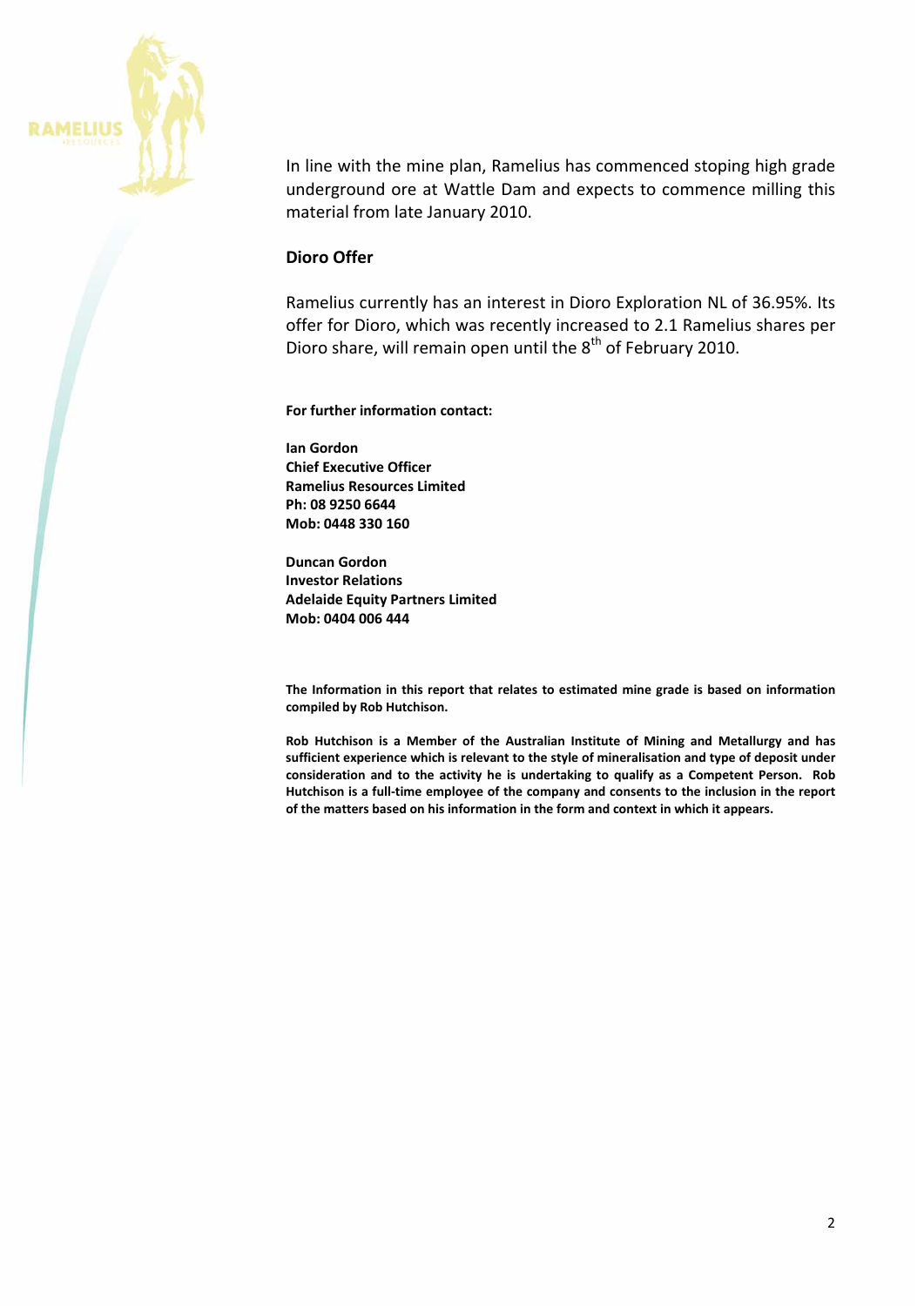In line with the mine plan, Ramelius has commenced stoping high grade underground ore at Wattle Dam and expects to commence milling this material from late January 2010.

## Dioro Offer

Ramelius currently has an interest in Dioro Exploration NL of 36.95%. Its offer for Dioro, which was recently increased to 2.1 Ramelius shares per Dioro share, will remain open until the 8th of February 2010.

**For further information contact:**

**Ian Gordon**
**Chief Executive Officer**
**Ramelius Resources Limited**
**Ph: 08 9250 6644**
**Mob: 0448 330 160**

**Duncan Gordon**
**Investor Relations**
**Adelaide Equity Partners Limited**
**Mob: 0404 006 444**

**The Information in this report that relates to estimated mine grade is based on information compiled by Rob Hutchison.**

**Rob Hutchison is a Member of the Australian Institute of Mining and Metallurgy and has sufficient experience which is relevant to the style of mineralisation and type of deposit under consideration and to the activity he is undertaking to qualify as a Competent Person. Rob Hutchison is a full-time employee of the company and consents to the inclusion in the report of the matters based on his information in the form and context in which it appears.**